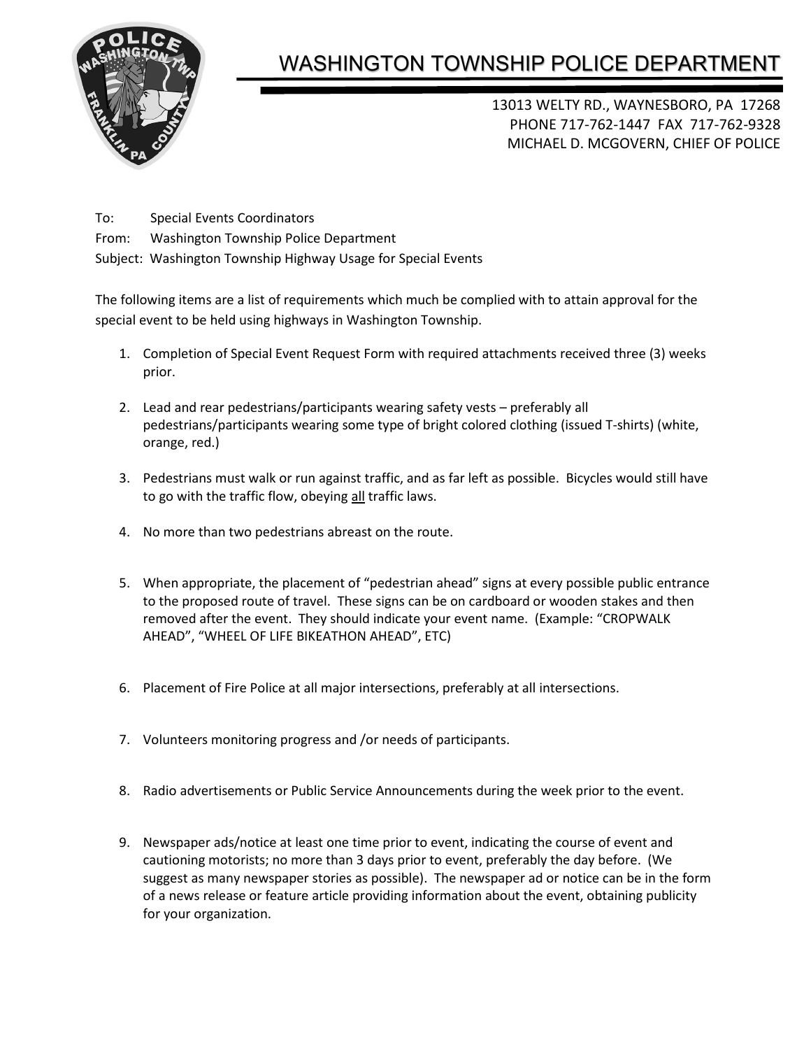# WASHINGTON TOWNSHIP POLICE DEPARTMENT

13013 WELTY RD., WAYNESBORO, PA 17268
PHONE 717-762-1447 FAX 717-762-9328
MICHAEL D. MCGOVERN, CHIEF OF POLICE

To: Special Events Coordinators
From: Washington Township Police Department
Subject: Washington Township Highway Usage for Special Events

The following items are a list of requirements which much be complied with to attain approval for the special event to be held using highways in Washington Township.

1. Completion of Special Event Request Form with required attachments received three (3) weeks prior.

2. Lead and rear pedestrians/participants wearing safety vests – preferably all pedestrians/participants wearing some type of bright colored clothing (issued T-shirts) (white, orange, red.)

3. Pedestrians must walk or run against traffic, and as far left as possible. Bicycles would still have to go with the traffic flow, obeying <u>all</u> traffic laws.

4. No more than two pedestrians abreast on the route.

5. When appropriate, the placement of "pedestrian ahead" signs at every possible public entrance to the proposed route of travel. These signs can be on cardboard or wooden stakes and then removed after the event. They should indicate your event name. (Example: "CROPWALK AHEAD", "WHEEL OF LIFE BIKEATHON AHEAD", ETC)

6. Placement of Fire Police at all major intersections, preferably at all intersections.

7. Volunteers monitoring progress and /or needs of participants.

8. Radio advertisements or Public Service Announcements during the week prior to the event.

9. Newspaper ads/notice at least one time prior to event, indicating the course of event and cautioning motorists; no more than 3 days prior to event, preferably the day before. (We suggest as many newspaper stories as possible). The newspaper ad or notice can be in the form of a news release or feature article providing information about the event, obtaining publicity for your organization.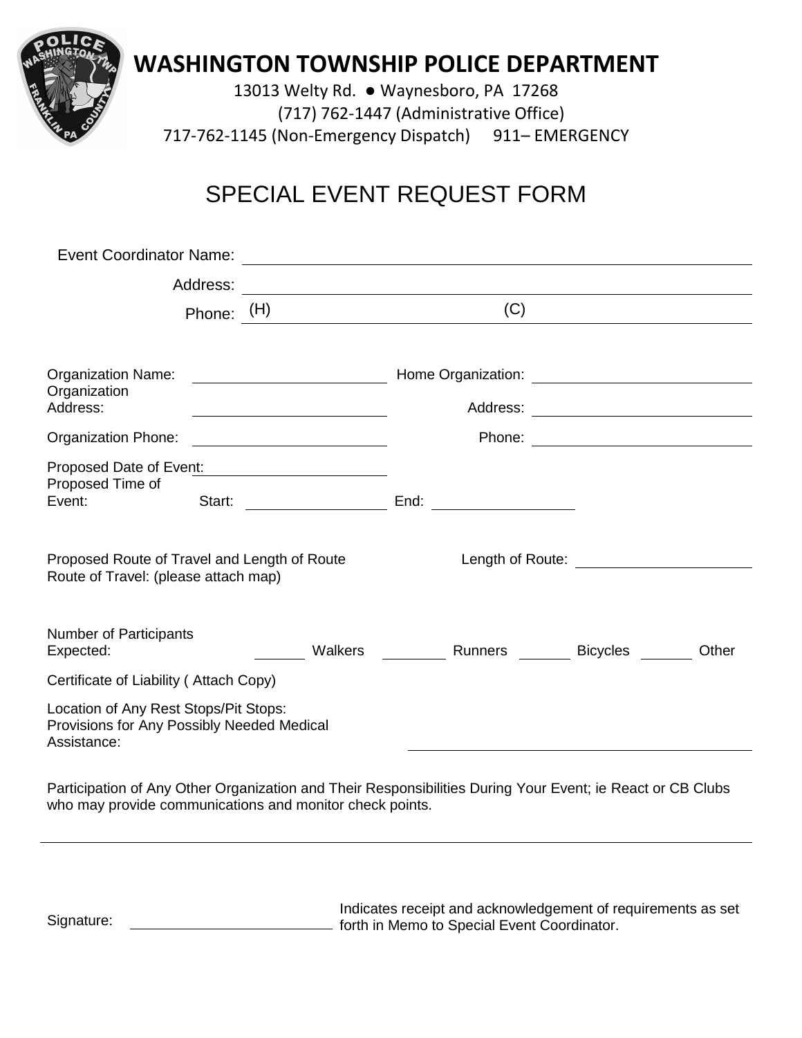# WASHINGTON TOWNSHIP POLICE DEPARTMENT

13013 Welty Rd. ● Waynesboro, PA 17268
(717) 762-1447 (Administrative Office)
717-762-1145 (Non-Emergency Dispatch) 911– EMERGENCY

## SPECIAL EVENT REQUEST FORM

Event Coordinator Name: ____________________

Address: ____________________

Phone: (H) ____________________ (C) ____________________

Organization Name: ____________________ Home Organization: ____________________

Organization Address: ____________________ Address: ____________________

Organization Phone: ____________________ Phone: ____________________

Proposed Date of Event: ____________________

Proposed Time of Event: Start: ____________________ End: ____________________

Proposed Route of Travel and Length of Route
Route of Travel: (please attach map)

Length of Route: ____________________

Number of Participants Expected: ______ Walkers ______ Runners ______ Bicycles ______ Other

Certificate of Liability ( Attach Copy)

Location of Any Rest Stops/Pit Stops:
Provisions for Any Possibly Needed Medical Assistance: ____________________

Participation of Any Other Organization and Their Responsibilities During Your Event; ie React or CB Clubs who may provide communications and monitor check points.

____________________

Signature: ____________________ Indicates receipt and acknowledgement of requirements as set forth in Memo to Special Event Coordinator.